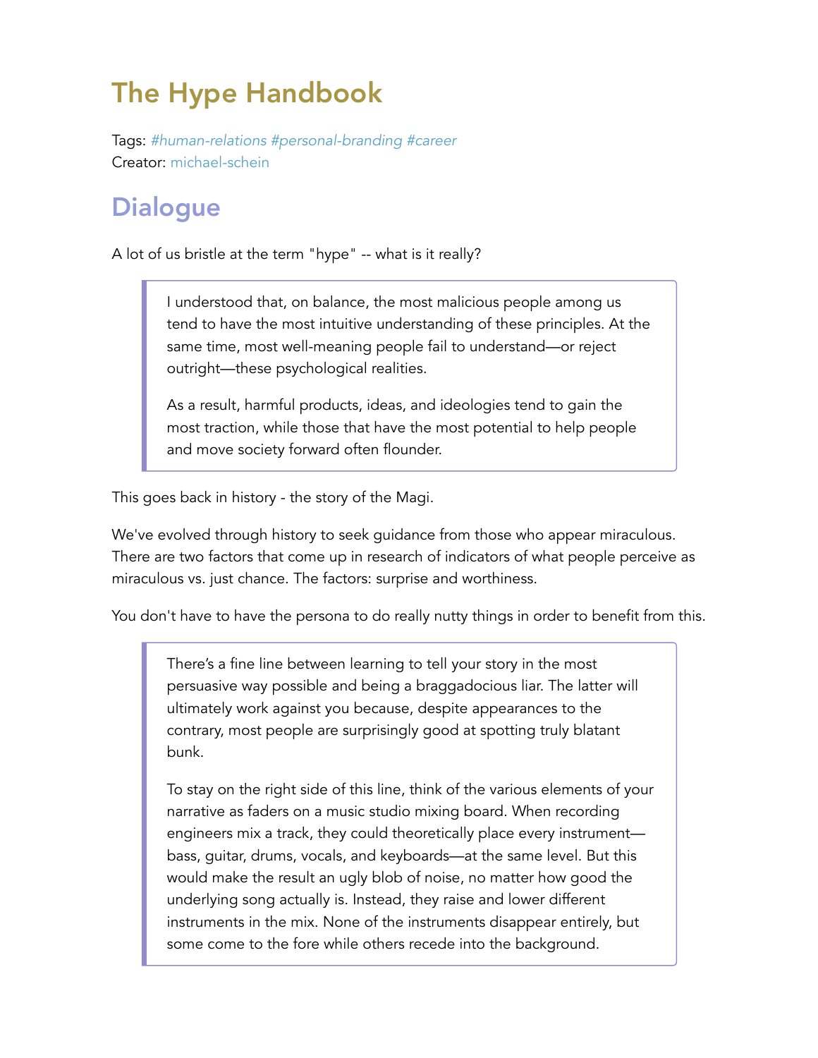# The Hype Handbook

Tags: *#human-relations #personal-branding #career*
Creator: michael-schein

## Dialogue

A lot of us bristle at the term "hype" -- what is it really?

> I understood that, on balance, the most malicious people among us tend to have the most intuitive understanding of these principles. At the same time, most well-meaning people fail to understand—or reject outright—these psychological realities.
>
> As a result, harmful products, ideas, and ideologies tend to gain the most traction, while those that have the most potential to help people and move society forward often flounder.

This goes back in history - the story of the Magi.

We've evolved through history to seek guidance from those who appear miraculous. There are two factors that come up in research of indicators of what people perceive as miraculous vs. just chance. The factors: surprise and worthiness.

You don't have to have the persona to do really nutty things in order to benefit from this.

> There's a fine line between learning to tell your story in the most persuasive way possible and being a braggadocious liar. The latter will ultimately work against you because, despite appearances to the contrary, most people are surprisingly good at spotting truly blatant bunk.
>
> To stay on the right side of this line, think of the various elements of your narrative as faders on a music studio mixing board. When recording engineers mix a track, they could theoretically place every instrument—bass, guitar, drums, vocals, and keyboards—at the same level. But this would make the result an ugly blob of noise, no matter how good the underlying song actually is. Instead, they raise and lower different instruments in the mix. None of the instruments disappear entirely, but some come to the fore while others recede into the background.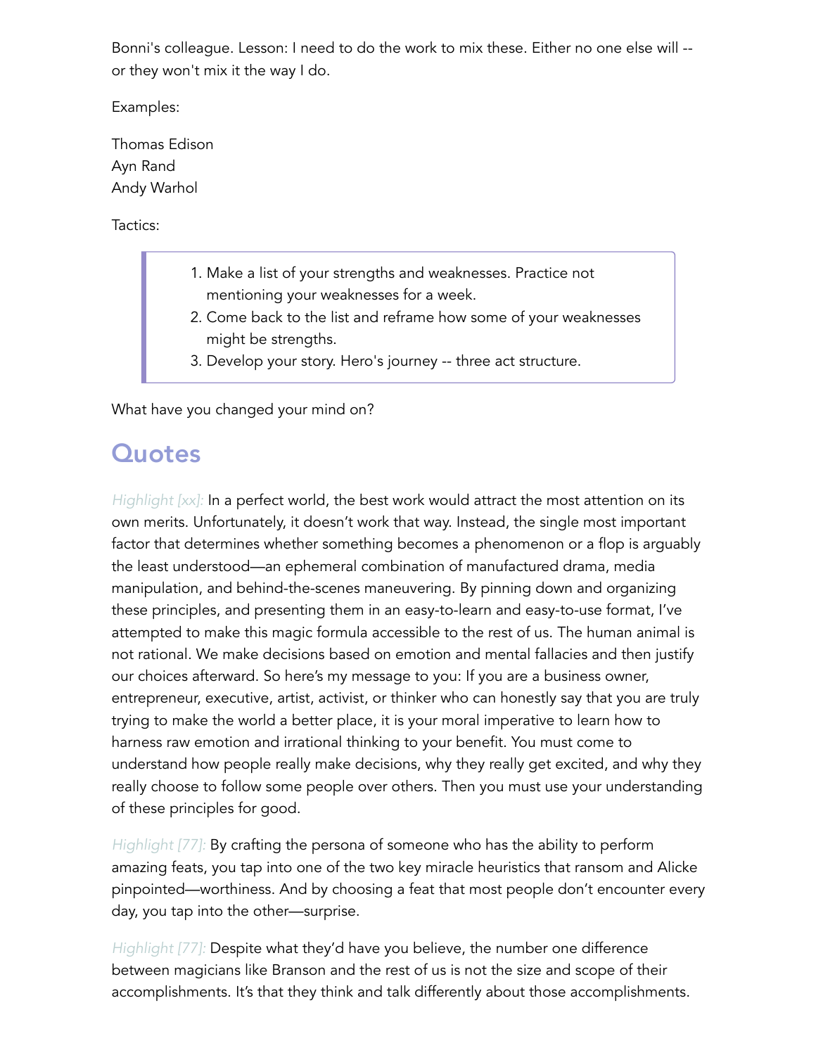Bonni's colleague. Lesson: I need to do the work to mix these. Either no one else will -- or they won't mix it the way I do.

Examples:

Thomas Edison
Ayn Rand
Andy Warhol

Tactics:

> 1. Make a list of your strengths and weaknesses. Practice not mentioning your weaknesses for a week.
> 2. Come back to the list and reframe how some of your weaknesses might be strengths.
> 3. Develop your story. Hero's journey -- three act structure.

What have you changed your mind on?

## Quotes

*Highlight [xx]:* In a perfect world, the best work would attract the most attention on its own merits. Unfortunately, it doesn't work that way. Instead, the single most important factor that determines whether something becomes a phenomenon or a flop is arguably the least understood—an ephemeral combination of manufactured drama, media manipulation, and behind-the-scenes maneuvering. By pinning down and organizing these principles, and presenting them in an easy-to-learn and easy-to-use format, I've attempted to make this magic formula accessible to the rest of us. The human animal is not rational. We make decisions based on emotion and mental fallacies and then justify our choices afterward. So here's my message to you: If you are a business owner, entrepreneur, executive, artist, activist, or thinker who can honestly say that you are truly trying to make the world a better place, it is your moral imperative to learn how to harness raw emotion and irrational thinking to your benefit. You must come to understand how people really make decisions, why they really get excited, and why they really choose to follow some people over others. Then you must use your understanding of these principles for good.

*Highlight [77]:* By crafting the persona of someone who has the ability to perform amazing feats, you tap into one of the two key miracle heuristics that ransom and Alicke pinpointed—worthiness. And by choosing a feat that most people don't encounter every day, you tap into the other—surprise.

*Highlight [77]:* Despite what they'd have you believe, the number one difference between magicians like Branson and the rest of us is not the size and scope of their accomplishments. It's that they think and talk differently about those accomplishments.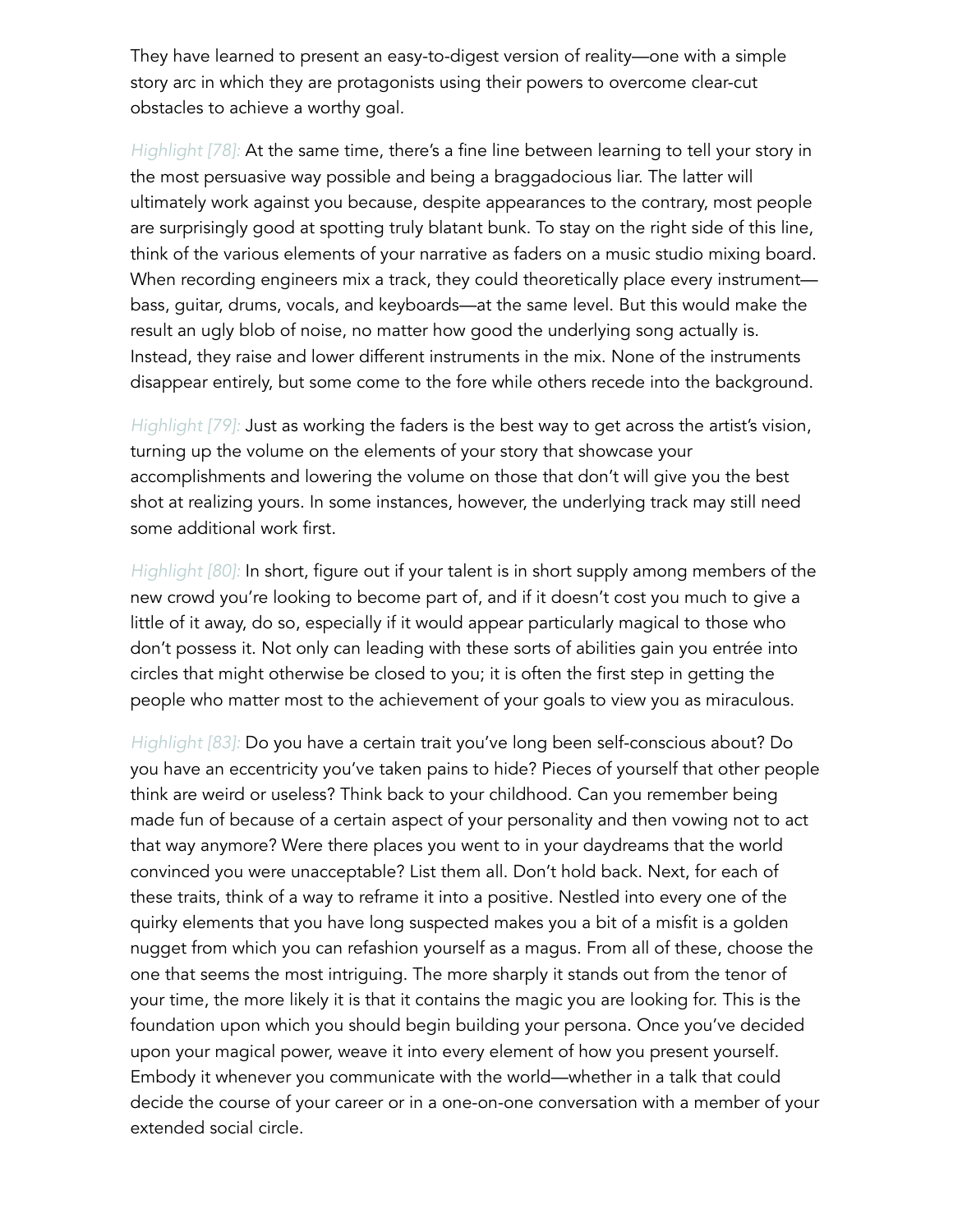They have learned to present an easy-to-digest version of reality—one with a simple story arc in which they are protagonists using their powers to overcome clear-cut obstacles to achieve a worthy goal.

*Highlight [78]:* At the same time, there's a fine line between learning to tell your story in the most persuasive way possible and being a braggadocious liar. The latter will ultimately work against you because, despite appearances to the contrary, most people are surprisingly good at spotting truly blatant bunk. To stay on the right side of this line, think of the various elements of your narrative as faders on a music studio mixing board. When recording engineers mix a track, they could theoretically place every instrument—bass, guitar, drums, vocals, and keyboards—at the same level. But this would make the result an ugly blob of noise, no matter how good the underlying song actually is. Instead, they raise and lower different instruments in the mix. None of the instruments disappear entirely, but some come to the fore while others recede into the background.

*Highlight [79]:* Just as working the faders is the best way to get across the artist's vision, turning up the volume on the elements of your story that showcase your accomplishments and lowering the volume on those that don't will give you the best shot at realizing yours. In some instances, however, the underlying track may still need some additional work first.

*Highlight [80]:* In short, figure out if your talent is in short supply among members of the new crowd you're looking to become part of, and if it doesn't cost you much to give a little of it away, do so, especially if it would appear particularly magical to those who don't possess it. Not only can leading with these sorts of abilities gain you entrée into circles that might otherwise be closed to you; it is often the first step in getting the people who matter most to the achievement of your goals to view you as miraculous.

*Highlight [83]:* Do you have a certain trait you've long been self-conscious about? Do you have an eccentricity you've taken pains to hide? Pieces of yourself that other people think are weird or useless? Think back to your childhood. Can you remember being made fun of because of a certain aspect of your personality and then vowing not to act that way anymore? Were there places you went to in your daydreams that the world convinced you were unacceptable? List them all. Don't hold back. Next, for each of these traits, think of a way to reframe it into a positive. Nestled into every one of the quirky elements that you have long suspected makes you a bit of a misfit is a golden nugget from which you can refashion yourself as a magus. From all of these, choose the one that seems the most intriguing. The more sharply it stands out from the tenor of your time, the more likely it is that it contains the magic you are looking for. This is the foundation upon which you should begin building your persona. Once you've decided upon your magical power, weave it into every element of how you present yourself. Embody it whenever you communicate with the world—whether in a talk that could decide the course of your career or in a one-on-one conversation with a member of your extended social circle.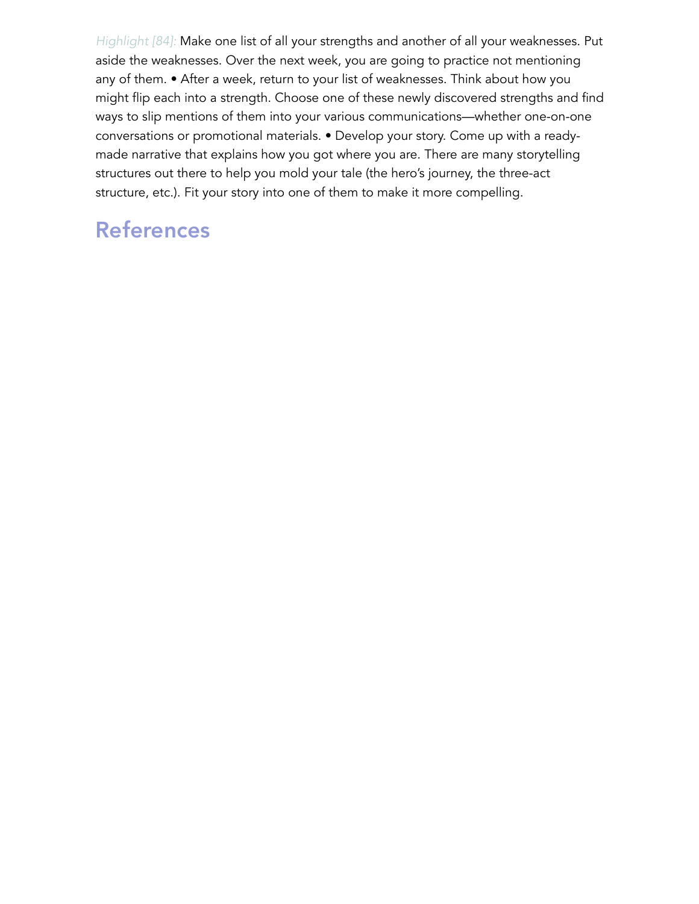*Highlight [84]:* Make one list of all your strengths and another of all your weaknesses. Put aside the weaknesses. Over the next week, you are going to practice not mentioning any of them. • After a week, return to your list of weaknesses. Think about how you might flip each into a strength. Choose one of these newly discovered strengths and find ways to slip mentions of them into your various communications—whether one-on-one conversations or promotional materials. • Develop your story. Come up with a ready-made narrative that explains how you got where you are. There are many storytelling structures out there to help you mold your tale (the hero's journey, the three-act structure, etc.). Fit your story into one of them to make it more compelling.

## References